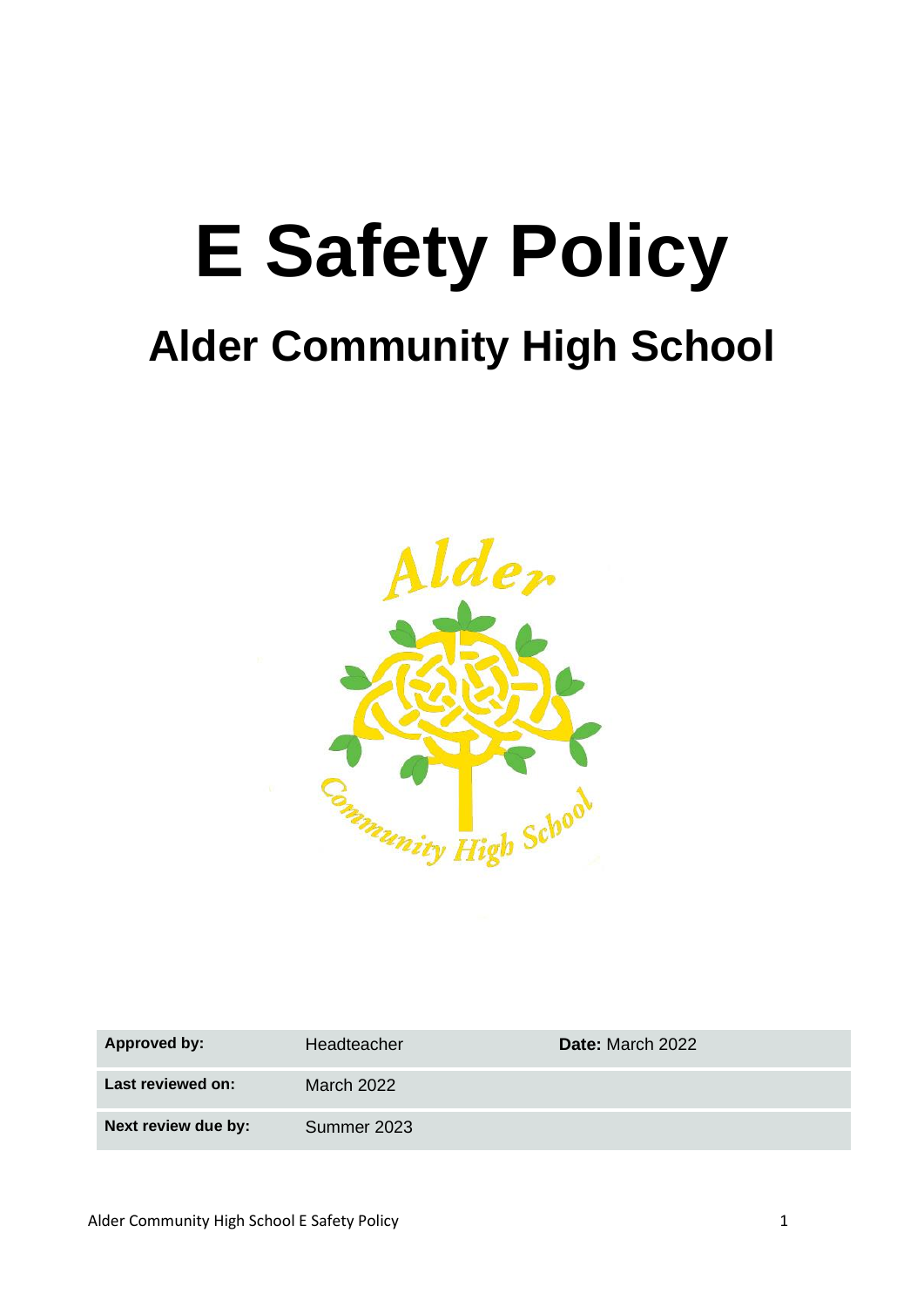# E Safety Policy

## Alder Community High School

| Approved by: | Headteacher | Date: March 2022 |
|---|---|---|
| Last reviewed on: | March 2022 | |
| Next review due by: | Summer 2023 | |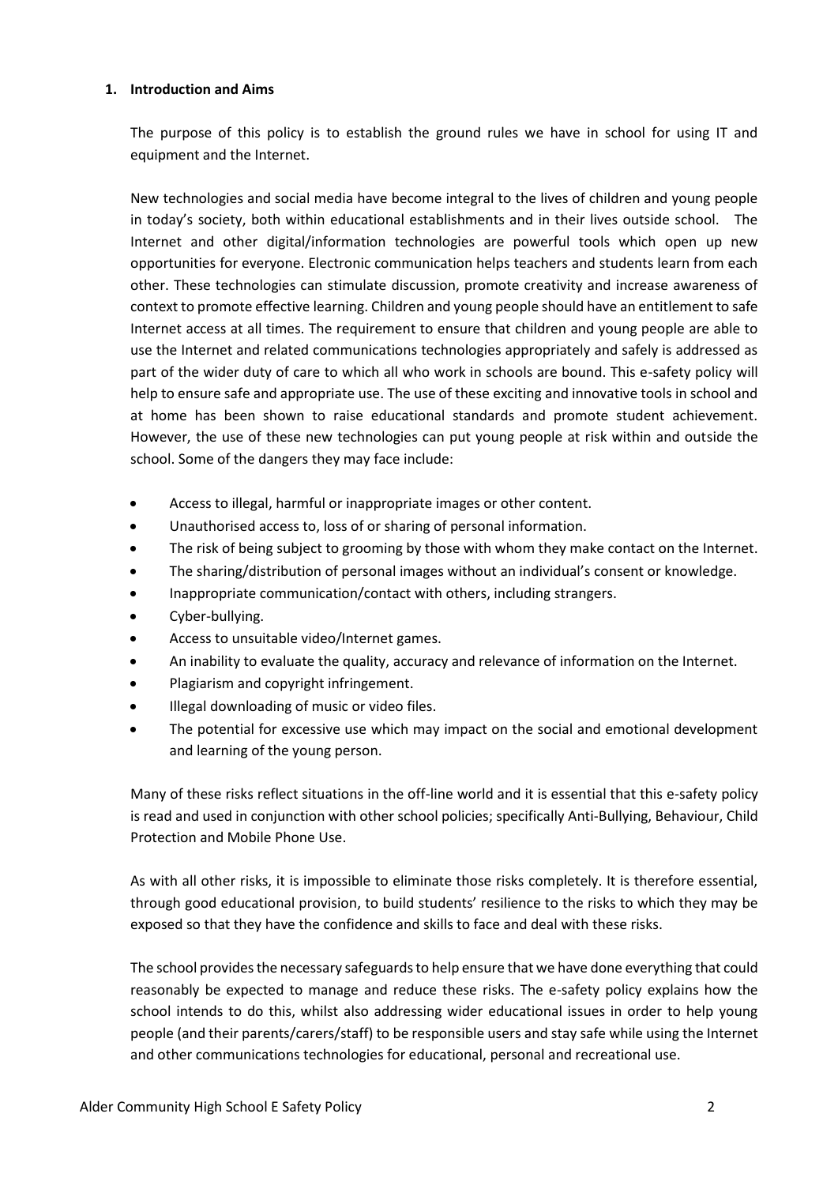## 1. Introduction and Aims

The purpose of this policy is to establish the ground rules we have in school for using IT and equipment and the Internet.

New technologies and social media have become integral to the lives of children and young people in today's society, both within educational establishments and in their lives outside school. The Internet and other digital/information technologies are powerful tools which open up new opportunities for everyone. Electronic communication helps teachers and students learn from each other. These technologies can stimulate discussion, promote creativity and increase awareness of context to promote effective learning. Children and young people should have an entitlement to safe Internet access at all times. The requirement to ensure that children and young people are able to use the Internet and related communications technologies appropriately and safely is addressed as part of the wider duty of care to which all who work in schools are bound. This e-safety policy will help to ensure safe and appropriate use. The use of these exciting and innovative tools in school and at home has been shown to raise educational standards and promote student achievement. However, the use of these new technologies can put young people at risk within and outside the school. Some of the dangers they may face include:

- Access to illegal, harmful or inappropriate images or other content.
- Unauthorised access to, loss of or sharing of personal information.
- The risk of being subject to grooming by those with whom they make contact on the Internet.
- The sharing/distribution of personal images without an individual's consent or knowledge.
- Inappropriate communication/contact with others, including strangers.
- Cyber-bullying.
- Access to unsuitable video/Internet games.
- An inability to evaluate the quality, accuracy and relevance of information on the Internet.
- Plagiarism and copyright infringement.
- Illegal downloading of music or video files.
- The potential for excessive use which may impact on the social and emotional development and learning of the young person.

Many of these risks reflect situations in the off-line world and it is essential that this e-safety policy is read and used in conjunction with other school policies; specifically Anti-Bullying, Behaviour, Child Protection and Mobile Phone Use.

As with all other risks, it is impossible to eliminate those risks completely. It is therefore essential, through good educational provision, to build students' resilience to the risks to which they may be exposed so that they have the confidence and skills to face and deal with these risks.

The school provides the necessary safeguards to help ensure that we have done everything that could reasonably be expected to manage and reduce these risks. The e-safety policy explains how the school intends to do this, whilst also addressing wider educational issues in order to help young people (and their parents/carers/staff) to be responsible users and stay safe while using the Internet and other communications technologies for educational, personal and recreational use.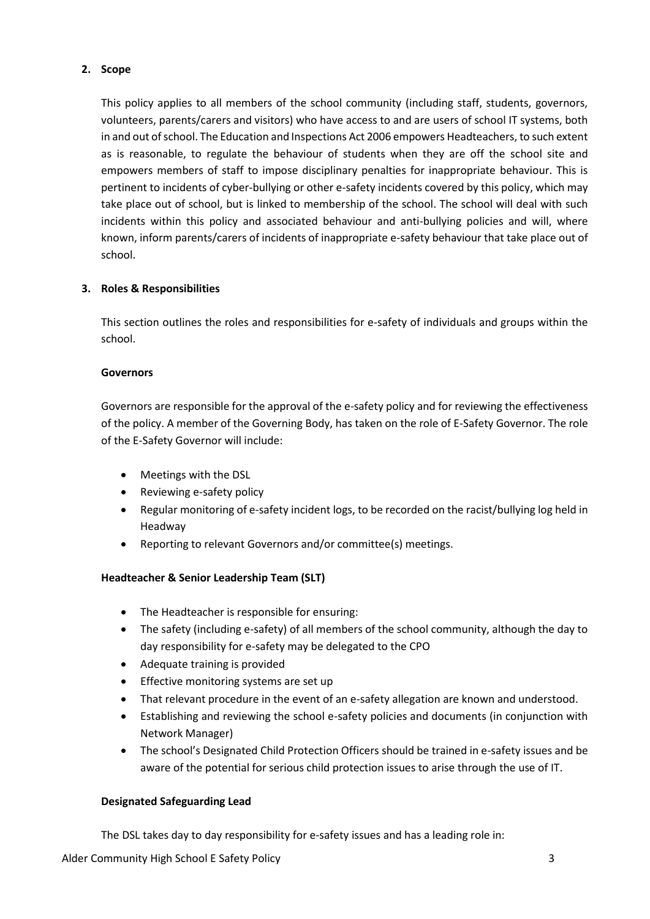## 2. Scope

This policy applies to all members of the school community (including staff, students, governors, volunteers, parents/carers and visitors) who have access to and are users of school IT systems, both in and out of school. The Education and Inspections Act 2006 empowers Headteachers, to such extent as is reasonable, to regulate the behaviour of students when they are off the school site and empowers members of staff to impose disciplinary penalties for inappropriate behaviour. This is pertinent to incidents of cyber-bullying or other e-safety incidents covered by this policy, which may take place out of school, but is linked to membership of the school. The school will deal with such incidents within this policy and associated behaviour and anti-bullying policies and will, where known, inform parents/carers of incidents of inappropriate e-safety behaviour that take place out of school.

## 3. Roles & Responsibilities

This section outlines the roles and responsibilities for e-safety of individuals and groups within the school.

### Governors

Governors are responsible for the approval of the e-safety policy and for reviewing the effectiveness of the policy. A member of the Governing Body, has taken on the role of E-Safety Governor. The role of the E-Safety Governor will include:

- Meetings with the DSL
- Reviewing e-safety policy
- Regular monitoring of e-safety incident logs, to be recorded on the racist/bullying log held in Headway
- Reporting to relevant Governors and/or committee(s) meetings.

### Headteacher & Senior Leadership Team (SLT)

- The Headteacher is responsible for ensuring:
- The safety (including e-safety) of all members of the school community, although the day to day responsibility for e-safety may be delegated to the CPO
- Adequate training is provided
- Effective monitoring systems are set up
- That relevant procedure in the event of an e-safety allegation are known and understood.
- Establishing and reviewing the school e-safety policies and documents (in conjunction with Network Manager)
- The school's Designated Child Protection Officers should be trained in e-safety issues and be aware of the potential for serious child protection issues to arise through the use of IT.

### Designated Safeguarding Lead

The DSL takes day to day responsibility for e-safety issues and has a leading role in: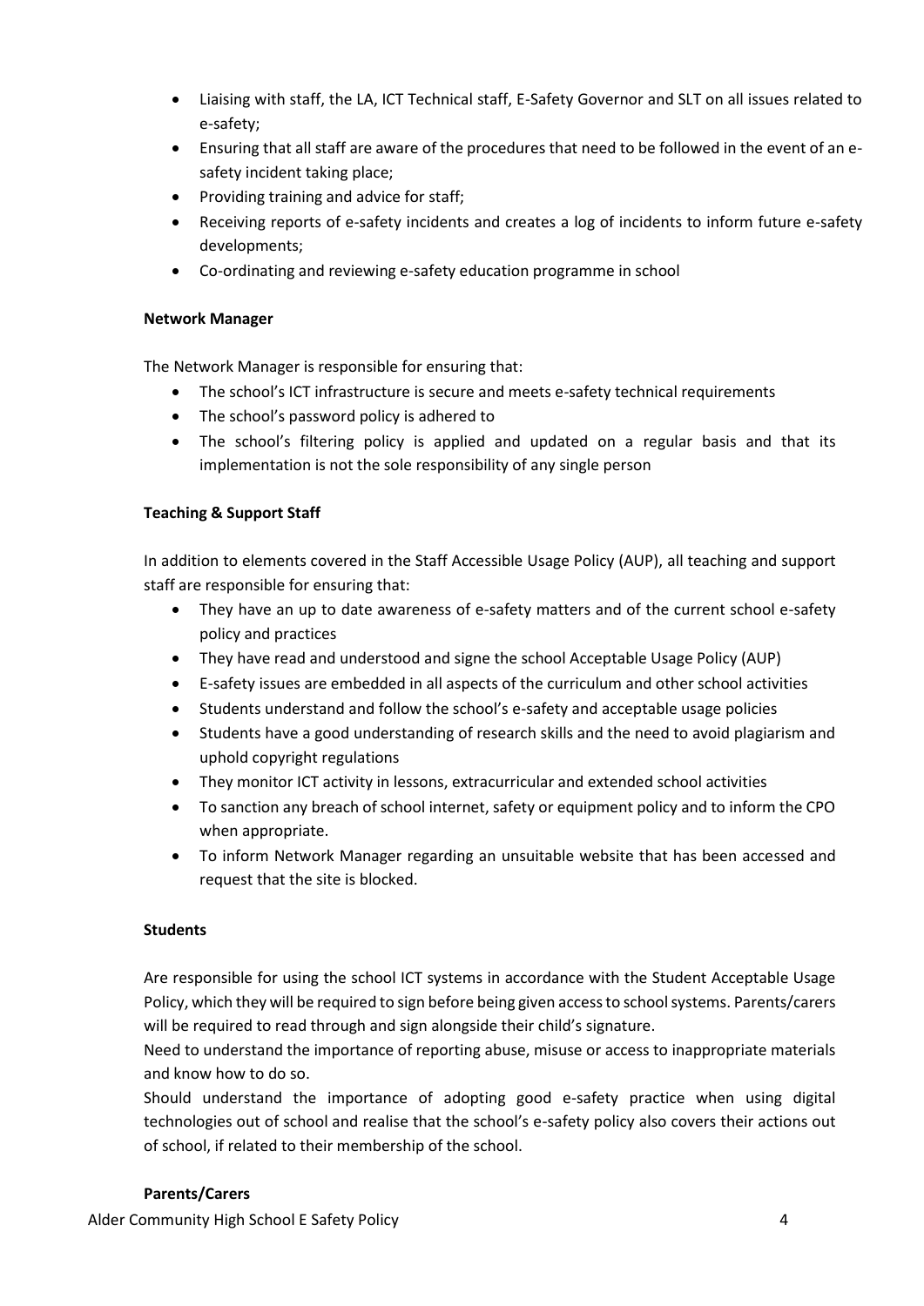- Liaising with staff, the LA, ICT Technical staff, E-Safety Governor and SLT on all issues related to e-safety;
- Ensuring that all staff are aware of the procedures that need to be followed in the event of an e-safety incident taking place;
- Providing training and advice for staff;
- Receiving reports of e-safety incidents and creates a log of incidents to inform future e-safety developments;
- Co-ordinating and reviewing e-safety education programme in school

**Network Manager**

The Network Manager is responsible for ensuring that:

- The school's ICT infrastructure is secure and meets e-safety technical requirements
- The school's password policy is adhered to
- The school's filtering policy is applied and updated on a regular basis and that its implementation is not the sole responsibility of any single person

**Teaching & Support Staff**

In addition to elements covered in the Staff Accessible Usage Policy (AUP), all teaching and support staff are responsible for ensuring that:

- They have an up to date awareness of e-safety matters and of the current school e-safety policy and practices
- They have read and understood and signe the school Acceptable Usage Policy (AUP)
- E-safety issues are embedded in all aspects of the curriculum and other school activities
- Students understand and follow the school's e-safety and acceptable usage policies
- Students have a good understanding of research skills and the need to avoid plagiarism and uphold copyright regulations
- They monitor ICT activity in lessons, extracurricular and extended school activities
- To sanction any breach of school internet, safety or equipment policy and to inform the CPO when appropriate.
- To inform Network Manager regarding an unsuitable website that has been accessed and request that the site is blocked.

**Students**

Are responsible for using the school ICT systems in accordance with the Student Acceptable Usage Policy, which they will be required to sign before being given access to school systems. Parents/carers will be required to read through and sign alongside their child's signature.

Need to understand the importance of reporting abuse, misuse or access to inappropriate materials and know how to do so.

Should understand the importance of adopting good e-safety practice when using digital technologies out of school and realise that the school's e-safety policy also covers their actions out of school, if related to their membership of the school.

**Parents/Carers**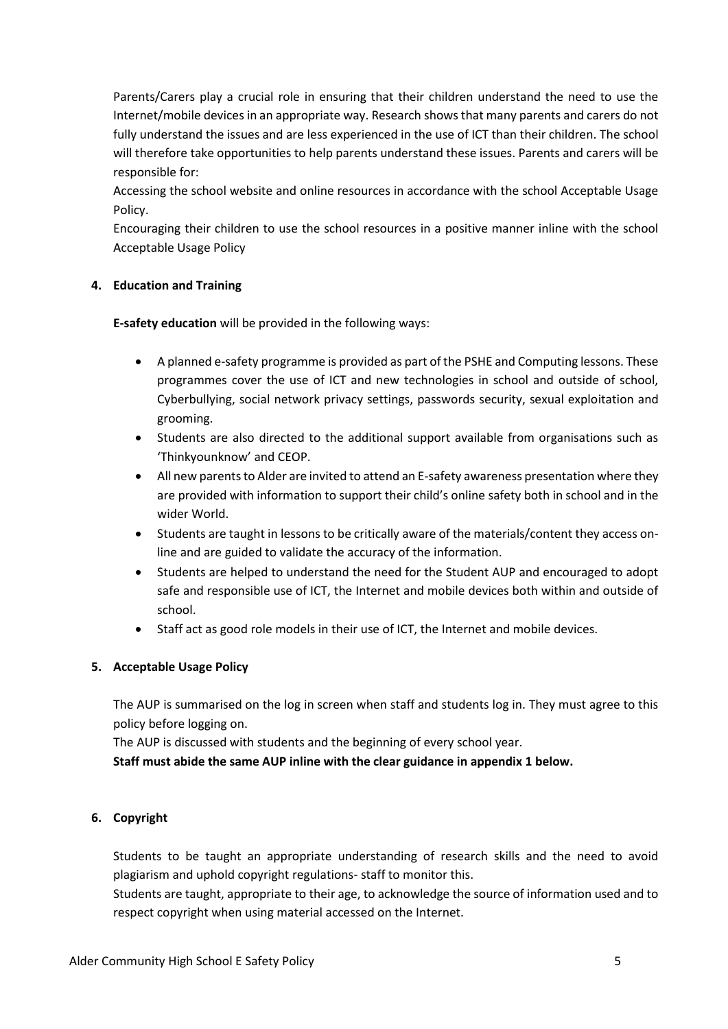Parents/Carers play a crucial role in ensuring that their children understand the need to use the Internet/mobile devices in an appropriate way. Research shows that many parents and carers do not fully understand the issues and are less experienced in the use of ICT than their children. The school will therefore take opportunities to help parents understand these issues. Parents and carers will be responsible for:

Accessing the school website and online resources in accordance with the school Acceptable Usage Policy.

Encouraging their children to use the school resources in a positive manner inline with the school Acceptable Usage Policy

## 4. Education and Training

**E-safety education** will be provided in the following ways:

- A planned e-safety programme is provided as part of the PSHE and Computing lessons. These programmes cover the use of ICT and new technologies in school and outside of school, Cyberbullying, social network privacy settings, passwords security, sexual exploitation and grooming.
- Students are also directed to the additional support available from organisations such as 'Thinkyouknow' and CEOP.
- All new parents to Alder are invited to attend an E-safety awareness presentation where they are provided with information to support their child's online safety both in school and in the wider World.
- Students are taught in lessons to be critically aware of the materials/content they access on-line and are guided to validate the accuracy of the information.
- Students are helped to understand the need for the Student AUP and encouraged to adopt safe and responsible use of ICT, the Internet and mobile devices both within and outside of school.
- Staff act as good role models in their use of ICT, the Internet and mobile devices.

## 5. Acceptable Usage Policy

The AUP is summarised on the log in screen when staff and students log in. They must agree to this policy before logging on.

The AUP is discussed with students and the beginning of every school year.

**Staff must abide the same AUP inline with the clear guidance in appendix 1 below.**

## 6. Copyright

Students to be taught an appropriate understanding of research skills and the need to avoid plagiarism and uphold copyright regulations- staff to monitor this.

Students are taught, appropriate to their age, to acknowledge the source of information used and to respect copyright when using material accessed on the Internet.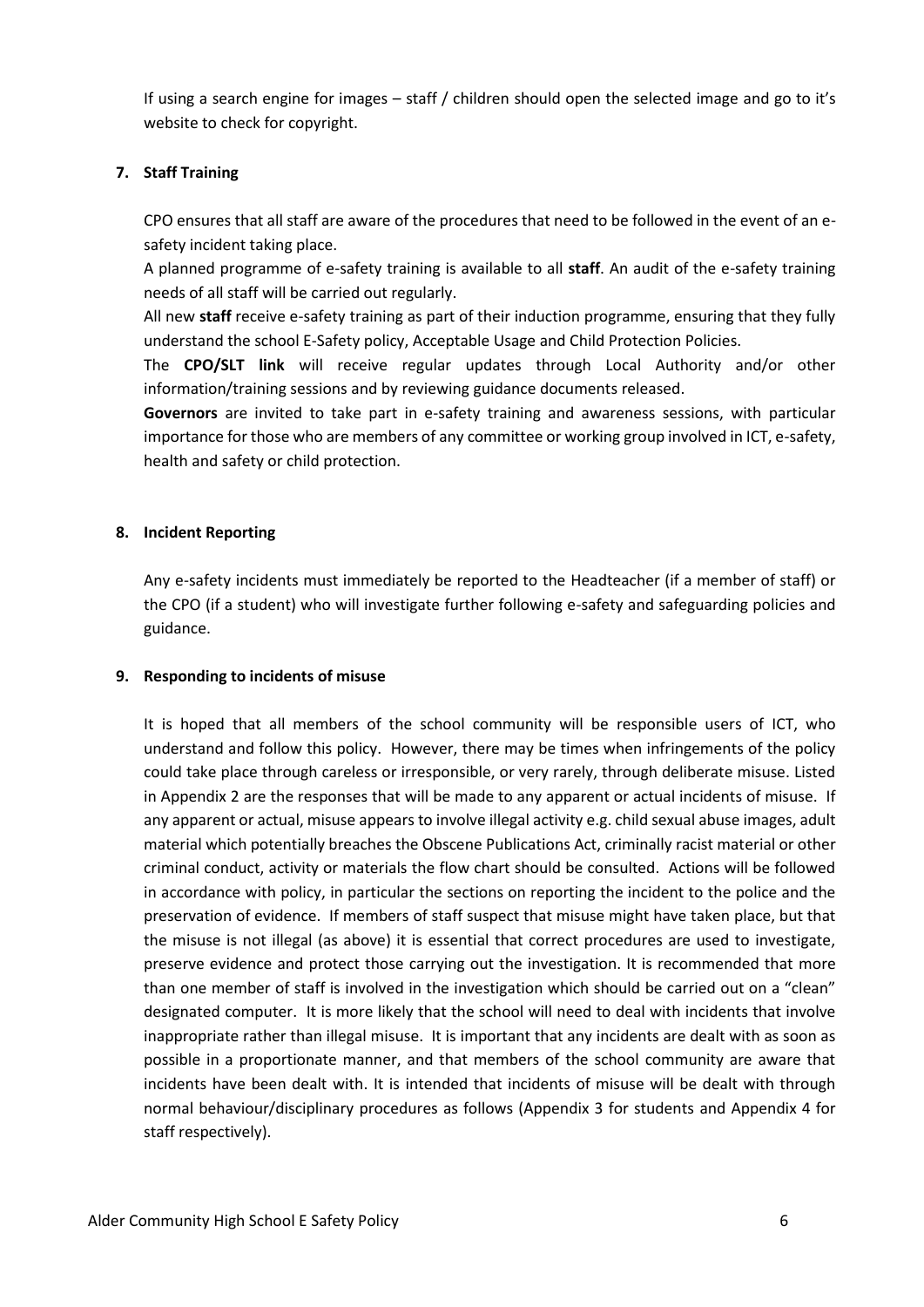If using a search engine for images – staff / children should open the selected image and go to it's website to check for copyright.

**7. Staff Training**

CPO ensures that all staff are aware of the procedures that need to be followed in the event of an e-safety incident taking place.

A planned programme of e-safety training is available to all **staff**. An audit of the e-safety training needs of all staff will be carried out regularly.

All new **staff** receive e-safety training as part of their induction programme, ensuring that they fully understand the school E-Safety policy, Acceptable Usage and Child Protection Policies.

The **CPO/SLT link** will receive regular updates through Local Authority and/or other information/training sessions and by reviewing guidance documents released.

**Governors** are invited to take part in e-safety training and awareness sessions, with particular importance for those who are members of any committee or working group involved in ICT, e-safety, health and safety or child protection.

**8. Incident Reporting**

Any e-safety incidents must immediately be reported to the Headteacher (if a member of staff) or the CPO (if a student) who will investigate further following e-safety and safeguarding policies and guidance.

**9. Responding to incidents of misuse**

It is hoped that all members of the school community will be responsible users of ICT, who understand and follow this policy. However, there may be times when infringements of the policy could take place through careless or irresponsible, or very rarely, through deliberate misuse. Listed in Appendix 2 are the responses that will be made to any apparent or actual incidents of misuse. If any apparent or actual, misuse appears to involve illegal activity e.g. child sexual abuse images, adult material which potentially breaches the Obscene Publications Act, criminally racist material or other criminal conduct, activity or materials the flow chart should be consulted. Actions will be followed in accordance with policy, in particular the sections on reporting the incident to the police and the preservation of evidence. If members of staff suspect that misuse might have taken place, but that the misuse is not illegal (as above) it is essential that correct procedures are used to investigate, preserve evidence and protect those carrying out the investigation. It is recommended that more than one member of staff is involved in the investigation which should be carried out on a "clean" designated computer. It is more likely that the school will need to deal with incidents that involve inappropriate rather than illegal misuse. It is important that any incidents are dealt with as soon as possible in a proportionate manner, and that members of the school community are aware that incidents have been dealt with. It is intended that incidents of misuse will be dealt with through normal behaviour/disciplinary procedures as follows (Appendix 3 for students and Appendix 4 for staff respectively).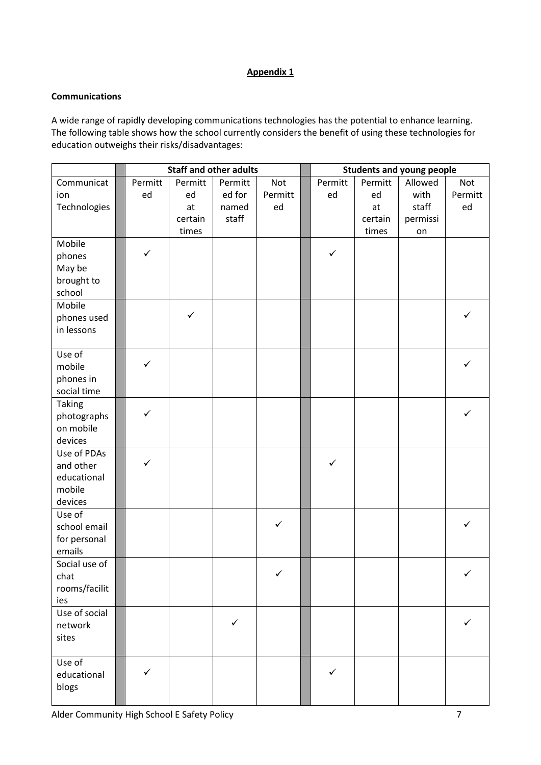**Appendix 1**

**Communications**

A wide range of rapidly developing communications technologies has the potential to enhance learning. The following table shows how the school currently considers the benefit of using these technologies for education outweighs their risks/disadvantages:

| | Staff and other adults | | | | Students and young people | | | |
|---|---|---|---|---|---|---|---|---|
| Communication Technologies | Permitted | Permitted at certain times | Permitted for named staff | Not Permitted | Permitted | Permitted at certain times | Allowed with staff permission | Not Permitted |
| Mobile phones May be brought to school | ✓ | | | | ✓ | | | |
| Mobile phones used in lessons | | ✓ | | | | | | ✓ |
| Use of mobile phones in social time | ✓ | | | | | | | ✓ |
| Taking photographs on mobile devices | ✓ | | | | | | | ✓ |
| Use of PDAs and other educational mobile devices | ✓ | | | | ✓ | | | |
| Use of school email for personal emails | | | | ✓ | | | | ✓ |
| Social use of chat rooms/facilities | | | | ✓ | | | | ✓ |
| Use of social network sites | | | ✓ | | | | | ✓ |
| Use of educational blogs | ✓ | | | | ✓ | | | |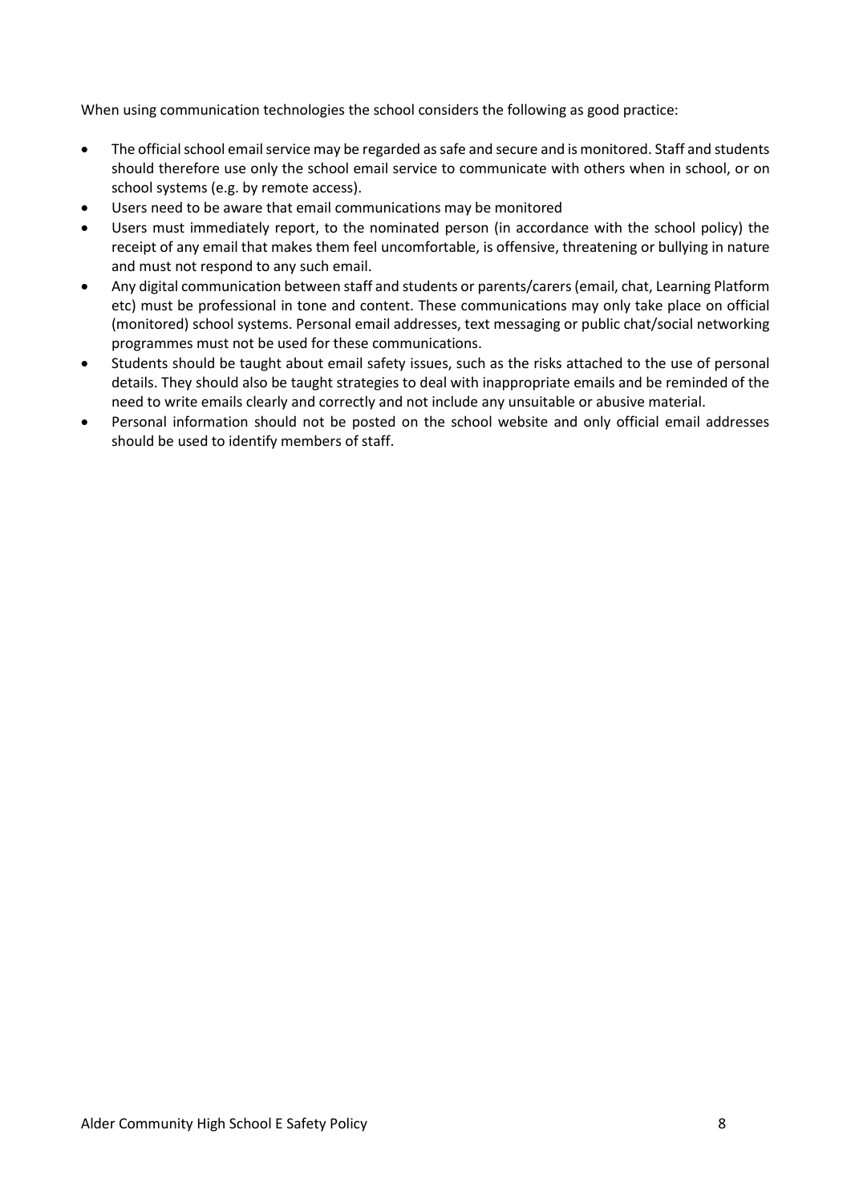When using communication technologies the school considers the following as good practice:

- The official school email service may be regarded as safe and secure and is monitored. Staff and students should therefore use only the school email service to communicate with others when in school, or on school systems (e.g. by remote access).
- Users need to be aware that email communications may be monitored
- Users must immediately report, to the nominated person (in accordance with the school policy) the receipt of any email that makes them feel uncomfortable, is offensive, threatening or bullying in nature and must not respond to any such email.
- Any digital communication between staff and students or parents/carers (email, chat, Learning Platform etc) must be professional in tone and content. These communications may only take place on official (monitored) school systems. Personal email addresses, text messaging or public chat/social networking programmes must not be used for these communications.
- Students should be taught about email safety issues, such as the risks attached to the use of personal details. They should also be taught strategies to deal with inappropriate emails and be reminded of the need to write emails clearly and correctly and not include any unsuitable or abusive material.
- Personal information should not be posted on the school website and only official email addresses should be used to identify members of staff.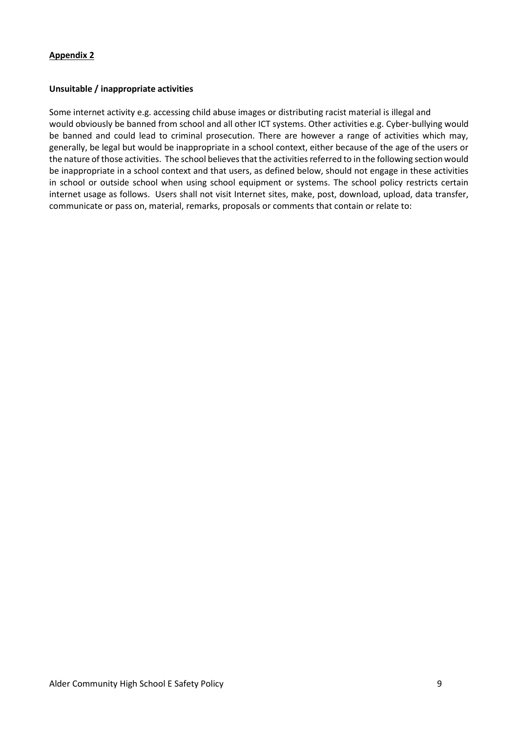**<u>Appendix 2</u>**

**Unsuitable / inappropriate activities**

Some internet activity e.g. accessing child abuse images or distributing racist material is illegal and would obviously be banned from school and all other ICT systems. Other activities e.g. Cyber-bullying would be banned and could lead to criminal prosecution. There are however a range of activities which may, generally, be legal but would be inappropriate in a school context, either because of the age of the users or the nature of those activities. The school believes that the activities referred to in the following section would be inappropriate in a school context and that users, as defined below, should not engage in these activities in school or outside school when using school equipment or systems. The school policy restricts certain internet usage as follows. Users shall not visit Internet sites, make, post, download, upload, data transfer, communicate or pass on, material, remarks, proposals or comments that contain or relate to: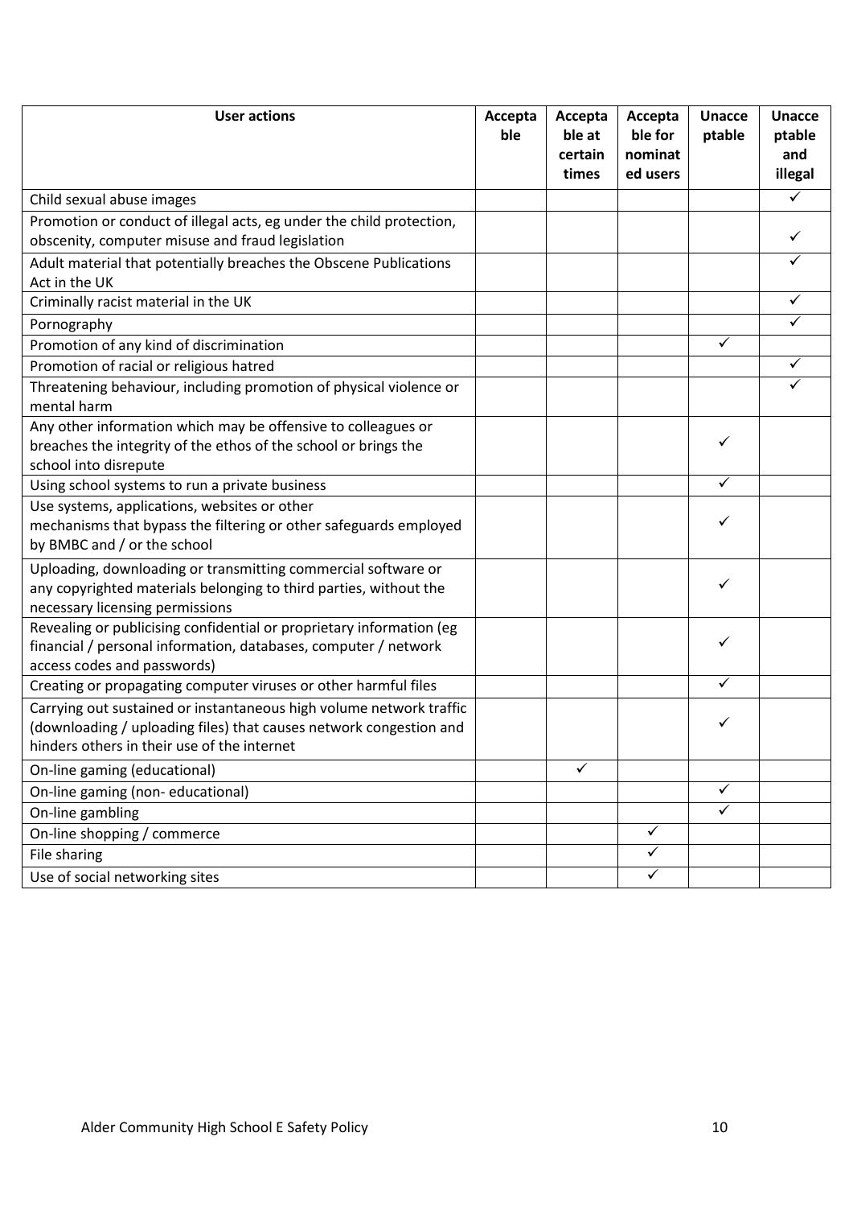| User actions | Acceptable | Acceptable at certain times | Acceptable for nominated users | Unacceptable | Unacceptable and illegal |
|---|---|---|---|---|---|
| Child sexual abuse images | | | | | ✓ |
| Promotion or conduct of illegal acts, eg under the child protection, obscenity, computer misuse and fraud legislation | | | | | ✓ |
| Adult material that potentially breaches the Obscene Publications Act in the UK | | | | | ✓ |
| Criminally racist material in the UK | | | | | ✓ |
| Pornography | | | | | ✓ |
| Promotion of any kind of discrimination | | | | ✓ | |
| Promotion of racial or religious hatred | | | | | ✓ |
| Threatening behaviour, including promotion of physical violence or mental harm | | | | | ✓ |
| Any other information which may be offensive to colleagues or breaches the integrity of the ethos of the school or brings the school into disrepute | | | | ✓ | |
| Using school systems to run a private business | | | | ✓ | |
| Use systems, applications, websites or other mechanisms that bypass the filtering or other safeguards employed by BMBC and / or the school | | | | ✓ | |
| Uploading, downloading or transmitting commercial software or any copyrighted materials belonging to third parties, without the necessary licensing permissions | | | | ✓ | |
| Revealing or publicising confidential or proprietary information (eg financial / personal information, databases, computer / network access codes and passwords) | | | | ✓ | |
| Creating or propagating computer viruses or other harmful files | | | | ✓ | |
| Carrying out sustained or instantaneous high volume network traffic (downloading / uploading files) that causes network congestion and hinders others in their use of the internet | | | | ✓ | |
| On-line gaming (educational) | | ✓ | | | |
| On-line gaming (non- educational) | | | | ✓ | |
| On-line gambling | | | | ✓ | |
| On-line shopping / commerce | | | ✓ | | |
| File sharing | | | ✓ | | |
| Use of social networking sites | | | ✓ | | |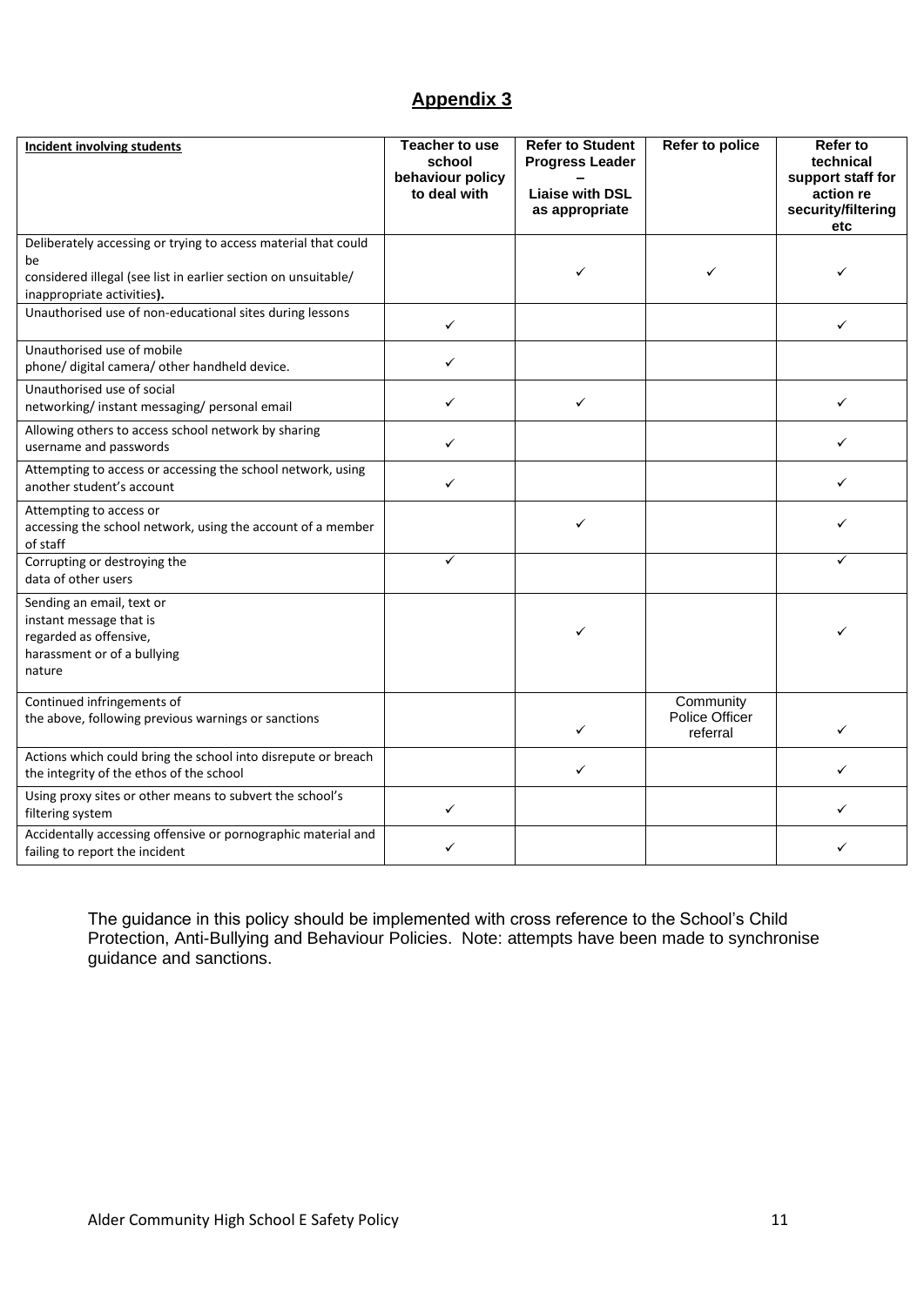## Appendix 3

| Incident involving students | Teacher to use school behaviour policy to deal with | Refer to Student Progress Leader – Liaise with DSL as appropriate | Refer to police | Refer to technical support staff for action re security/filtering etc |
|---|---|---|---|---|
| Deliberately accessing or trying to access material that could be considered illegal (see list in earlier section on unsuitable/ inappropriate activities). | | ✓ | ✓ | ✓ |
| Unauthorised use of non-educational sites during lessons | ✓ | | | ✓ |
| Unauthorised use of mobile phone/ digital camera/ other handheld device. | ✓ | | | |
| Unauthorised use of social networking/ instant messaging/ personal email | ✓ | ✓ | | ✓ |
| Allowing others to access school network by sharing username and passwords | ✓ | | | ✓ |
| Attempting to access or accessing the school network, using another student's account | ✓ | | | ✓ |
| Attempting to access or accessing the school network, using the account of a member of staff | | ✓ | | ✓ |
| Corrupting or destroying the data of other users | ✓ | | | ✓ |
| Sending an email, text or instant message that is regarded as offensive, harassment or of a bullying nature | | ✓ | | ✓ |
| Continued infringements of the above, following previous warnings or sanctions | | ✓ | Community Police Officer referral | ✓ |
| Actions which could bring the school into disrepute or breach the integrity of the ethos of the school | | ✓ | | ✓ |
| Using proxy sites or other means to subvert the school's filtering system | ✓ | | | ✓ |
| Accidentally accessing offensive or pornographic material and failing to report the incident | ✓ | | | ✓ |

The guidance in this policy should be implemented with cross reference to the School's Child Protection, Anti-Bullying and Behaviour Policies. Note: attempts have been made to synchronise guidance and sanctions.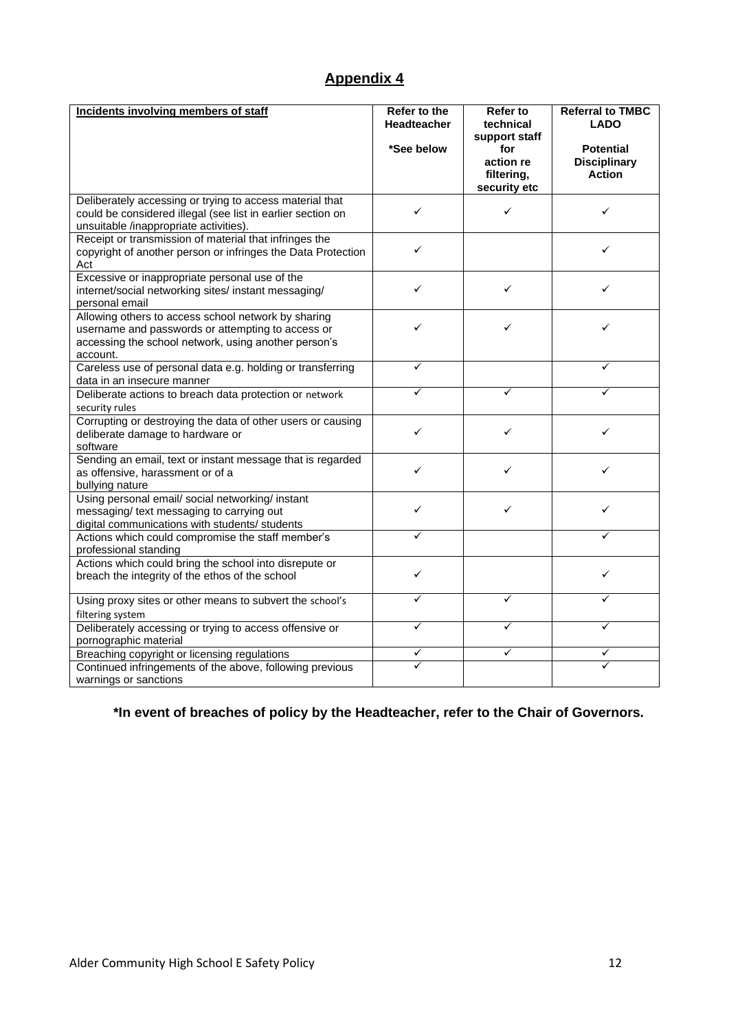## Appendix 4

| Incidents involving members of staff | Refer to the Headteacher<br><br>*See below | Refer to technical support staff for action re filtering, security etc | Referral to TMBC LADO<br><br>Potential Disciplinary Action |
|---|---|---|---|
| Deliberately accessing or trying to access material that could be considered illegal (see list in earlier section on unsuitable /inappropriate activities). | ✓ | ✓ | ✓ |
| Receipt or transmission of material that infringes the copyright of another person or infringes the Data Protection Act | ✓ | | ✓ |
| Excessive or inappropriate personal use of the internet/social networking sites/ instant messaging/ personal email | ✓ | ✓ | ✓ |
| Allowing others to access school network by sharing username and passwords or attempting to access or accessing the school network, using another person's account. | ✓ | ✓ | ✓ |
| Careless use of personal data e.g. holding or transferring data in an insecure manner | ✓ | | ✓ |
| Deliberate actions to breach data protection or network security rules | ✓ | ✓ | ✓ |
| Corrupting or destroying the data of other users or causing deliberate damage to hardware or software | ✓ | ✓ | ✓ |
| Sending an email, text or instant message that is regarded as offensive, harassment or of a bullying nature | ✓ | ✓ | ✓ |
| Using personal email/ social networking/ instant messaging/ text messaging to carrying out digital communications with students/ students | ✓ | ✓ | ✓ |
| Actions which could compromise the staff member's professional standing | ✓ | | ✓ |
| Actions which could bring the school into disrepute or breach the integrity of the ethos of the school | ✓ | | ✓ |
| Using proxy sites or other means to subvert the school's filtering system | ✓ | ✓ | ✓ |
| Deliberately accessing or trying to access offensive or pornographic material | ✓ | ✓ | ✓ |
| Breaching copyright or licensing regulations | ✓ | ✓ | ✓ |
| Continued infringements of the above, following previous warnings or sanctions | ✓ | | ✓ |

**\*In event of breaches of policy by the Headteacher, refer to the Chair of Governors.**